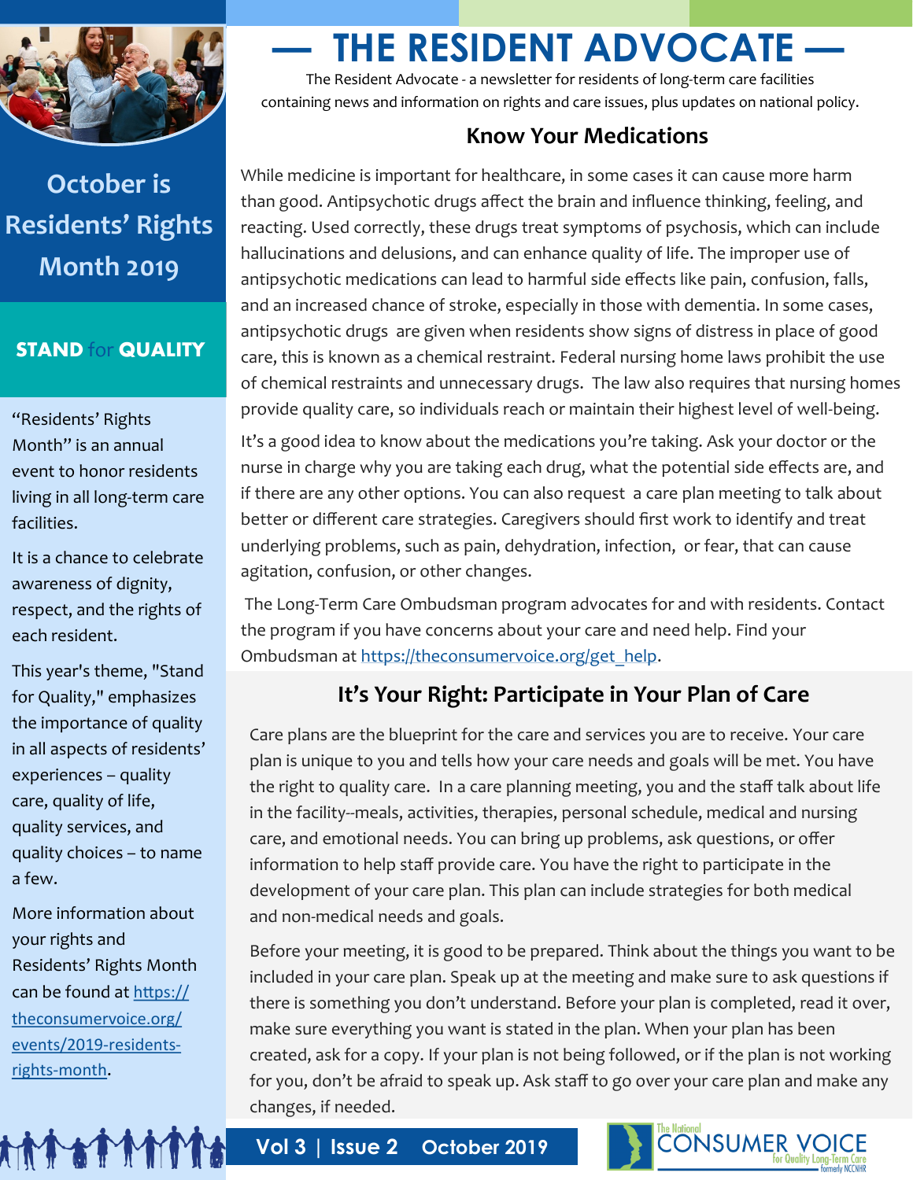# — THE RESIDENT ADVOCATE —

The Resident Advocate - a newsletter for residents of long-term care facilities containing news and information on rights and care issues, plus updates on national policy.

## October is Residents' Rights Month 2019

### STAND for QUALITY

"Residents' Rights Month" is an annual event to honor residents living in all long-term care facilities.

It is a chance to celebrate awareness of dignity, respect, and the rights of each resident.

This year's theme, "Stand for Quality," emphasizes the importance of quality in all aspects of residents' experiences – quality care, quality of life, quality services, and quality choices – to name a few.

More information about your rights and Residents' Rights Month can be found at [https://theconsumervoice.org/events/2019-residents-rights-month](https://theconsumervoice.org/events/2019-residents-rights-month).

## Know Your Medications

While medicine is important for healthcare, in some cases it can cause more harm than good. Antipsychotic drugs affect the brain and influence thinking, feeling, and reacting. Used correctly, these drugs treat symptoms of psychosis, which can include hallucinations and delusions, and can enhance quality of life. The improper use of antipsychotic medications can lead to harmful side effects like pain, confusion, falls, and an increased chance of stroke, especially in those with dementia. In some cases, antipsychotic drugs are given when residents show signs of distress in place of good care, this is known as a chemical restraint. Federal nursing home laws prohibit the use of chemical restraints and unnecessary drugs. The law also requires that nursing homes provide quality care, so individuals reach or maintain their highest level of well-being.

It's a good idea to know about the medications you're taking. Ask your doctor or the nurse in charge why you are taking each drug, what the potential side effects are, and if there are any other options. You can also request a care plan meeting to talk about better or different care strategies. Caregivers should first work to identify and treat underlying problems, such as pain, dehydration, infection, or fear, that can cause agitation, confusion, or other changes.

The Long-Term Care Ombudsman program advocates for and with residents. Contact the program if you have concerns about your care and need help. Find your Ombudsman at [https://theconsumervoice.org/get_help](https://theconsumervoice.org/get_help).

## It's Your Right: Participate in Your Plan of Care

Care plans are the blueprint for the care and services you are to receive. Your care plan is unique to you and tells how your care needs and goals will be met. You have the right to quality care. In a care planning meeting, you and the staff talk about life in the facility--meals, activities, therapies, personal schedule, medical and nursing care, and emotional needs. You can bring up problems, ask questions, or offer information to help staff provide care. You have the right to participate in the development of your care plan. This plan can include strategies for both medical and non-medical needs and goals.

Before your meeting, it is good to be prepared. Think about the things you want to be included in your care plan. Speak up at the meeting and make sure to ask questions if there is something you don't understand. Before your plan is completed, read it over, make sure everything you want is stated in the plan. When your plan has been created, ask for a copy. If your plan is not being followed, or if the plan is not working for you, don't be afraid to speak up. Ask staff to go over your care plan and make any changes, if needed.

The National Consumer Voice for Quality Long-Term Care, formerly NCCNHR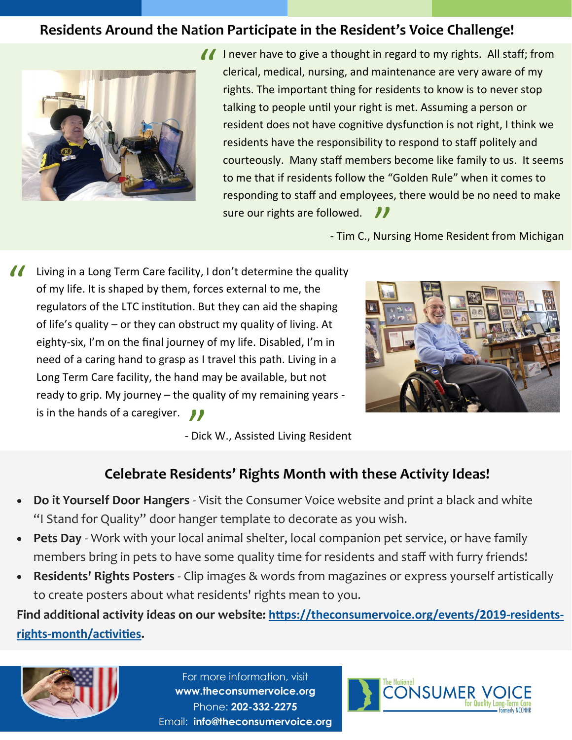## Residents Around the Nation Participate in the Resident's Voice Challenge!

"I never have to give a thought in regard to my rights. All staff; from clerical, medical, nursing, and maintenance are very aware of my rights. The important thing for residents to know is to never stop talking to people until your right is met. Assuming a person or resident does not have cognitive dysfunction is not right, I think we residents have the responsibility to respond to staff politely and courteously. Many staff members become like family to us. It seems to me that if residents follow the "Golden Rule" when it comes to responding to staff and employees, there would be no need to make sure our rights are followed."

- Tim C., Nursing Home Resident from Michigan

"Living in a Long Term Care facility, I don't determine the quality of my life. It is shaped by them, forces external to me, the regulators of the LTC institution. But they can aid the shaping of life's quality – or they can obstruct my quality of living. At eighty-six, I'm on the final journey of my life. Disabled, I'm in need of a caring hand to grasp as I travel this path. Living in a Long Term Care facility, the hand may be available, but not ready to grip. My journey – the quality of my remaining years - is in the hands of a caregiver."

- Dick W., Assisted Living Resident

## Celebrate Residents' Rights Month with these Activity Ideas!

- **Do it Yourself Door Hangers** - Visit the Consumer Voice website and print a black and white "I Stand for Quality" door hanger template to decorate as you wish.
- **Pets Day** - Work with your local animal shelter, local companion pet service, or have family members bring in pets to have some quality time for residents and staff with furry friends!
- **Residents' Rights Posters** - Clip images & words from magazines or express yourself artistically to create posters about what residents' rights mean to you.

**Find additional activity ideas on our website: https://theconsumervoice.org/events/2019-residents-rights-month/activities.**

For more information, visit **www.theconsumervoice.org**
Phone: **202-332-2275**
Email: **info@theconsumervoice.org**

The National CONSUMER VOICE for Quality Long-Term Care
formerly NCCNHR